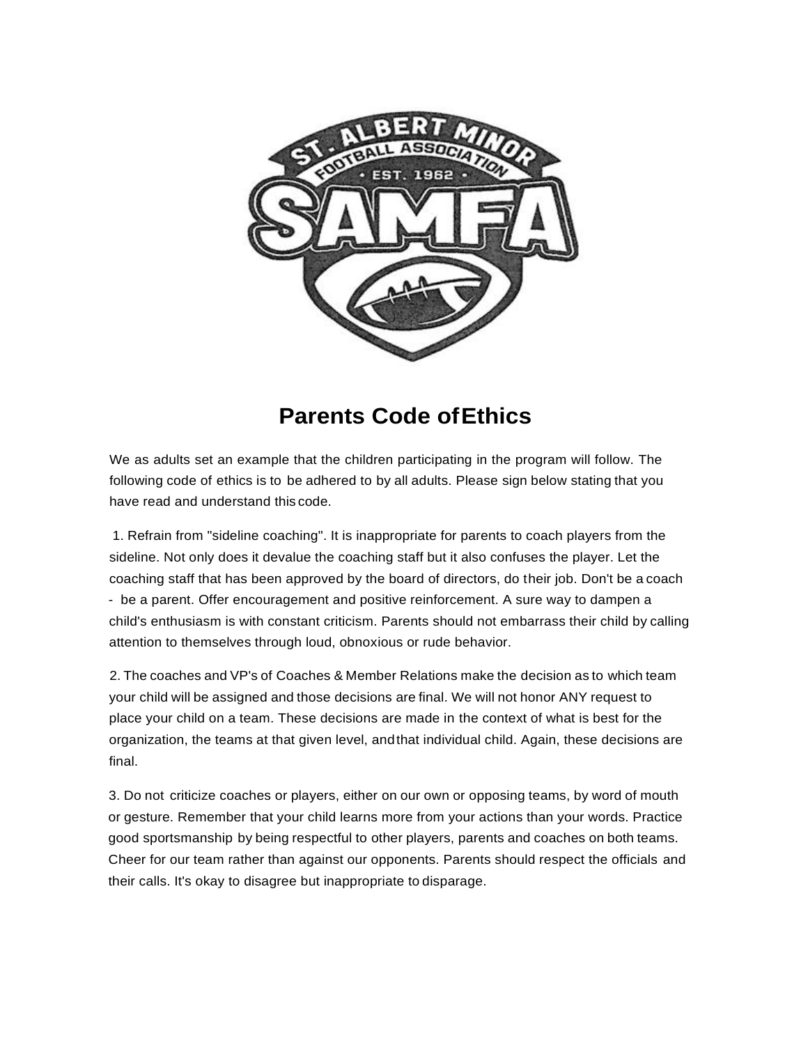# Parents Code of Ethics

We as adults set an example that the children participating in the program will follow. The following code of ethics is to be adhered to by all adults. Please sign below stating that you have read and understand this code.

1. Refrain from "sideline coaching". It is inappropriate for parents to coach players from the sideline. Not only does it devalue the coaching staff but it also confuses the player. Let the coaching staff that has been approved by the board of directors, do their job. Don't be a coach - be a parent. Offer encouragement and positive reinforcement. A sure way to dampen a child's enthusiasm is with constant criticism. Parents should not embarrass their child by calling attention to themselves through loud, obnoxious or rude behavior.

2. The coaches and VP's of Coaches & Member Relations make the decision as to which team your child will be assigned and those decisions are final. We will not honor ANY request to place your child on a team. These decisions are made in the context of what is best for the organization, the teams at that given level, and that individual child. Again, these decisions are final.

3. Do not criticize coaches or players, either on our own or opposing teams, by word of mouth or gesture. Remember that your child learns more from your actions than your words. Practice good sportsmanship by being respectful to other players, parents and coaches on both teams. Cheer for our team rather than against our opponents. Parents should respect the officials and their calls. It's okay to disagree but inappropriate to disparage.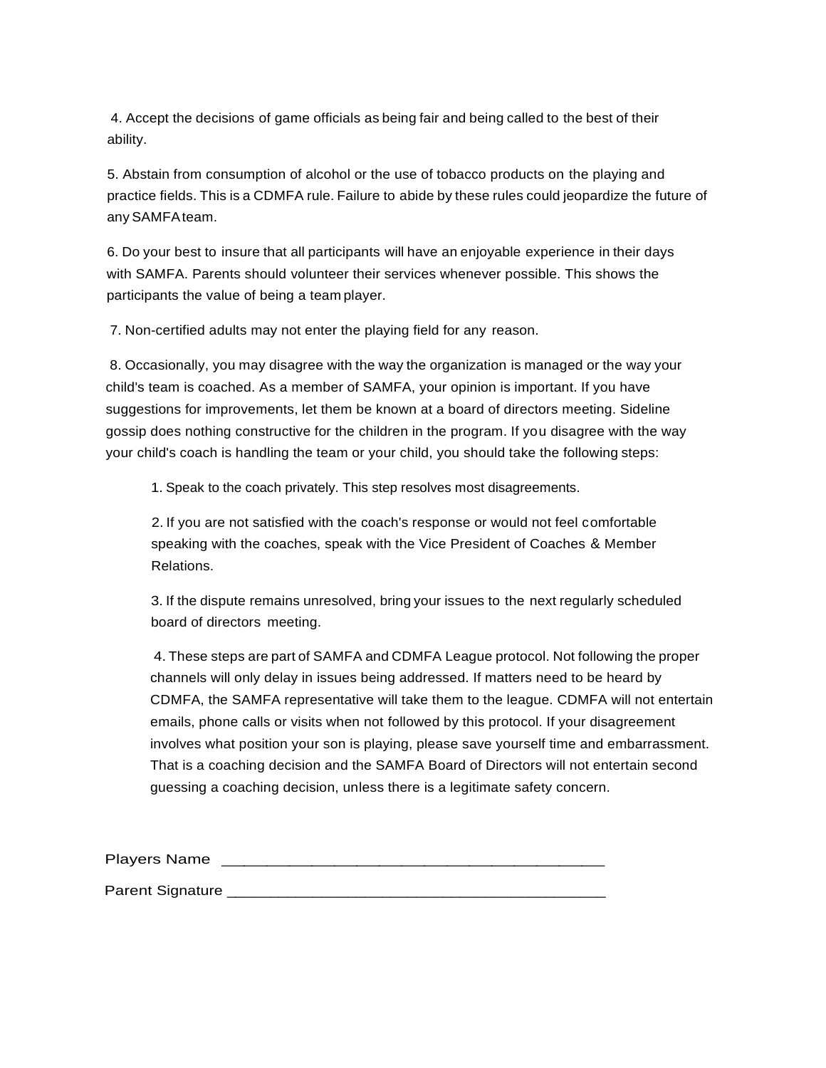4. Accept the decisions of game officials as being fair and being called to the best of their ability.

5. Abstain from consumption of alcohol or the use of tobacco products on the playing and practice fields. This is a CDMFA rule. Failure to abide by these rules could jeopardize the future of any SAMFA team.

6. Do your best to insure that all participants will have an enjoyable experience in their days with SAMFA. Parents should volunteer their services whenever possible. This shows the participants the value of being a team player.

7. Non-certified adults may not enter the playing field for any reason.

8. Occasionally, you may disagree with the way the organization is managed or the way your child's team is coached. As a member of SAMFA, your opinion is important. If you have suggestions for improvements, let them be known at a board of directors meeting. Sideline gossip does nothing constructive for the children in the program. If you disagree with the way your child's coach is handling the team or your child, you should take the following steps:

   1. Speak to the coach privately. This step resolves most disagreements.

   2. If you are not satisfied with the coach's response or would not feel comfortable speaking with the coaches, speak with the Vice President of Coaches & Member Relations.

   3. If the dispute remains unresolved, bring your issues to the next regularly scheduled board of directors meeting.

   4. These steps are part of SAMFA and CDMFA League protocol. Not following the proper channels will only delay in issues being addressed. If matters need to be heard by CDMFA, the SAMFA representative will take them to the league. CDMFA will not entertain emails, phone calls or visits when not followed by this protocol. If your disagreement involves what position your son is playing, please save yourself time and embarrassment. That is a coaching decision and the SAMFA Board of Directors will not entertain second guessing a coaching decision, unless there is a legitimate safety concern.

Players Name ___________________________________________

Parent Signature ___________________________________________